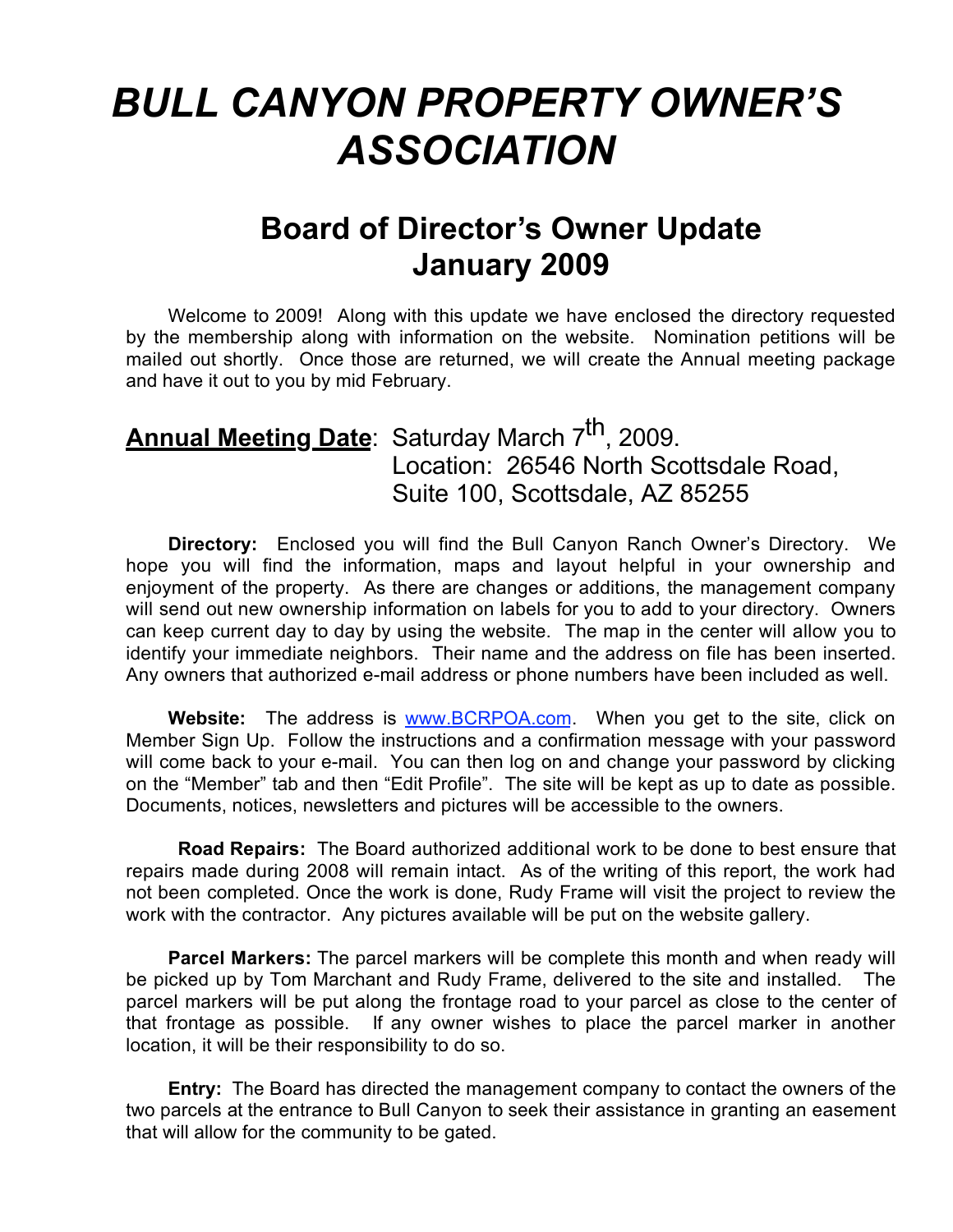# *BULL CANYON PROPERTY OWNER'S ASSOCIATION*

## Board of Director's Owner Update
## January 2009

Welcome to 2009! Along with this update we have enclosed the directory requested by the membership along with information on the website. Nomination petitions will be mailed out shortly. Once those are returned, we will create the Annual meeting package and have it out to you by mid February.

**Annual Meeting Date**: Saturday March 7th, 2009.
Location: 26546 North Scottsdale Road, Suite 100, Scottsdale, AZ 85255

**Directory:** Enclosed you will find the Bull Canyon Ranch Owner's Directory. We hope you will find the information, maps and layout helpful in your ownership and enjoyment of the property. As there are changes or additions, the management company will send out new ownership information on labels for you to add to your directory. Owners can keep current day to day by using the website. The map in the center will allow you to identify your immediate neighbors. Their name and the address on file has been inserted. Any owners that authorized e-mail address or phone numbers have been included as well.

**Website:** The address is www.BCRPOA.com. When you get to the site, click on Member Sign Up. Follow the instructions and a confirmation message with your password will come back to your e-mail. You can then log on and change your password by clicking on the "Member" tab and then "Edit Profile". The site will be kept as up to date as possible. Documents, notices, newsletters and pictures will be accessible to the owners.

**Road Repairs:** The Board authorized additional work to be done to best ensure that repairs made during 2008 will remain intact. As of the writing of this report, the work had not been completed. Once the work is done, Rudy Frame will visit the project to review the work with the contractor. Any pictures available will be put on the website gallery.

**Parcel Markers:** The parcel markers will be complete this month and when ready will be picked up by Tom Marchant and Rudy Frame, delivered to the site and installed. The parcel markers will be put along the frontage road to your parcel as close to the center of that frontage as possible. If any owner wishes to place the parcel marker in another location, it will be their responsibility to do so.

**Entry:** The Board has directed the management company to contact the owners of the two parcels at the entrance to Bull Canyon to seek their assistance in granting an easement that will allow for the community to be gated.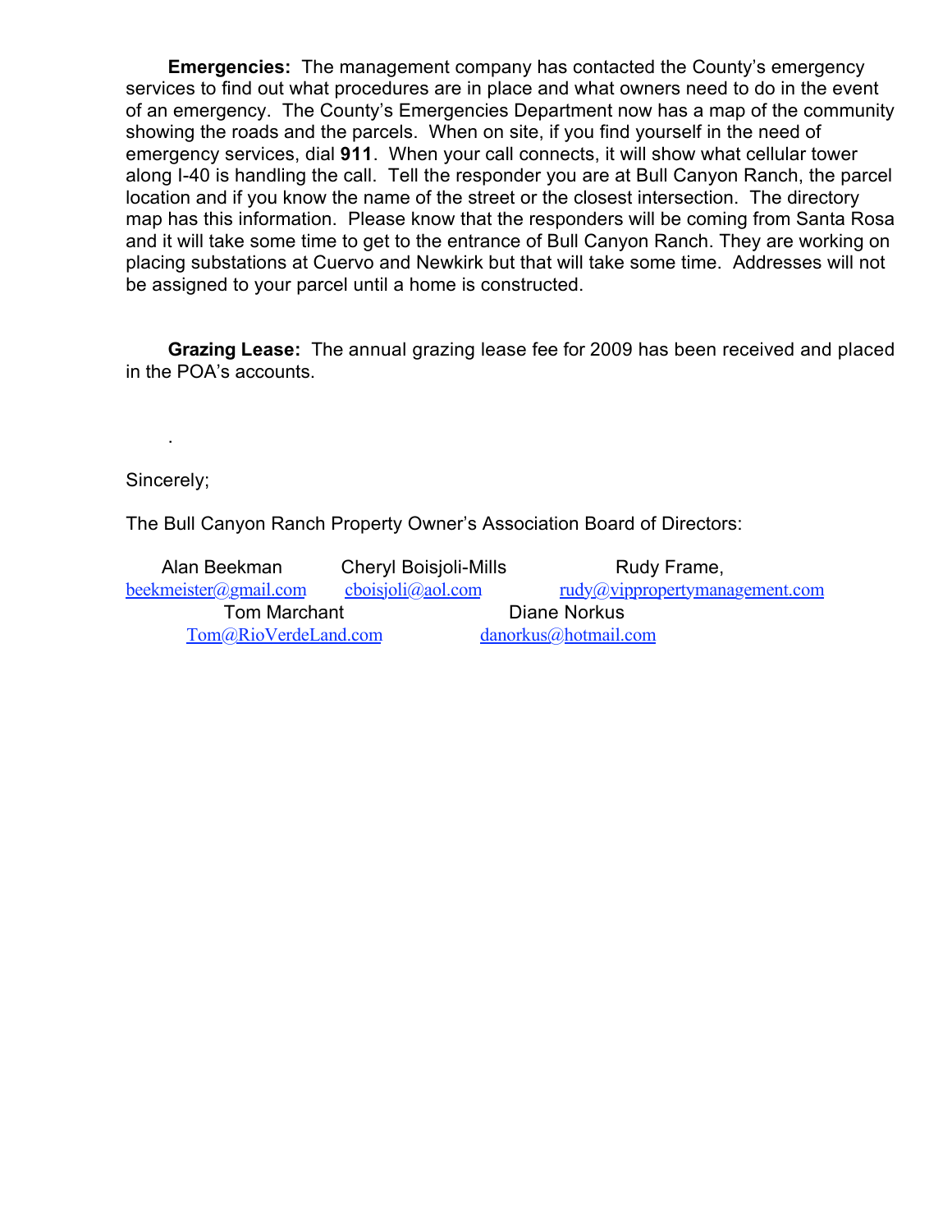**Emergencies:** The management company has contacted the County's emergency services to find out what procedures are in place and what owners need to do in the event of an emergency. The County's Emergencies Department now has a map of the community showing the roads and the parcels. When on site, if you find yourself in the need of emergency services, dial **911**. When your call connects, it will show what cellular tower along I-40 is handling the call. Tell the responder you are at Bull Canyon Ranch, the parcel location and if you know the name of the street or the closest intersection. The directory map has this information. Please know that the responders will be coming from Santa Rosa and it will take some time to get to the entrance of Bull Canyon Ranch. They are working on placing substations at Cuervo and Newkirk but that will take some time. Addresses will not be assigned to your parcel until a home is constructed.

**Grazing Lease:** The annual grazing lease fee for 2009 has been received and placed in the POA's accounts.

.

Sincerely;

The Bull Canyon Ranch Property Owner's Association Board of Directors:

Alan Beekman
beekmeister@gmail.com

Cheryl Boisjoli-Mills
cboisjoli@aol.com

Rudy Frame,
rudy@vippropertymanagement.com

Tom Marchant
Tom@RioVerdeLand.com

Diane Norkus
danorkus@hotmail.com